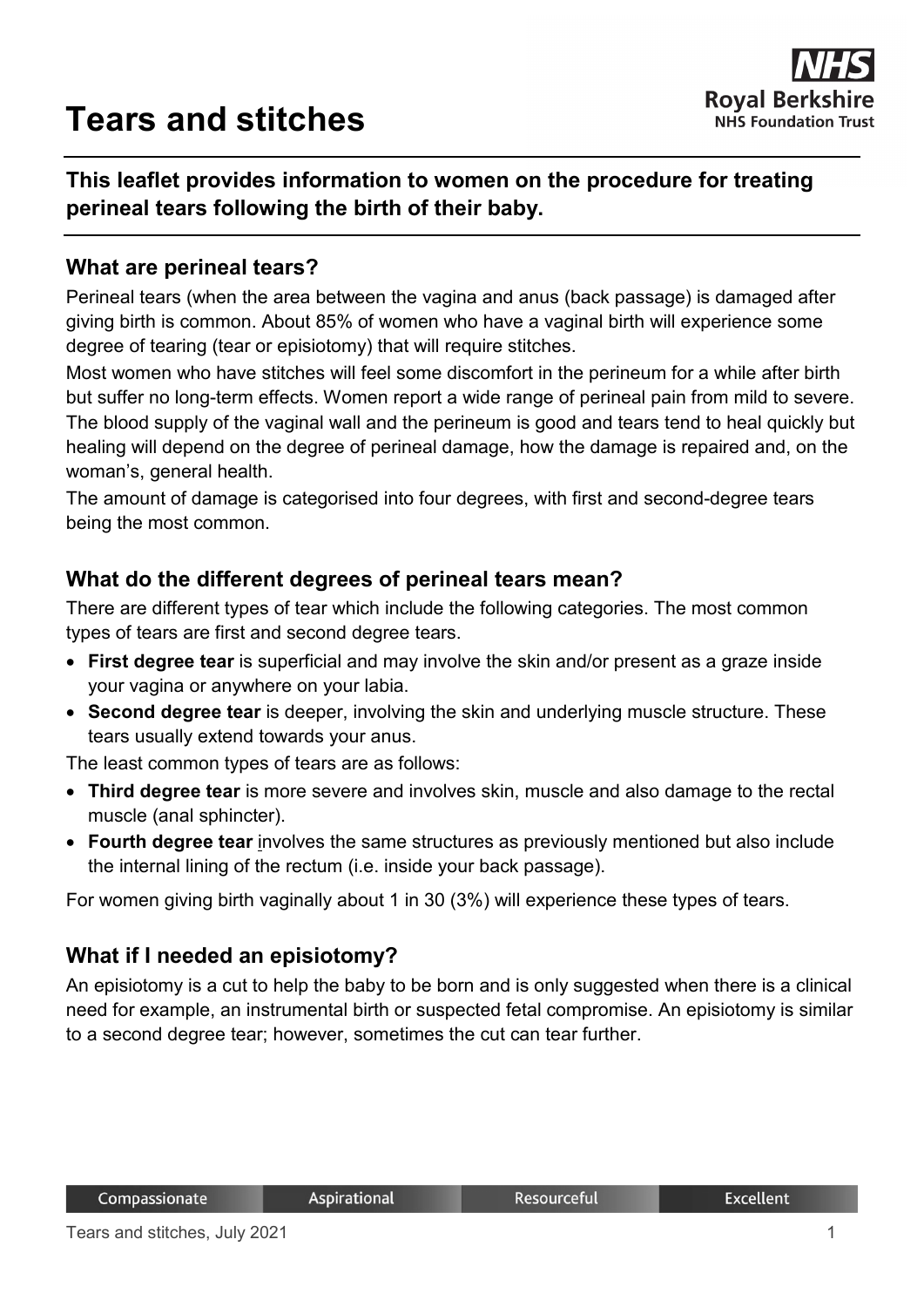# Tears and stitches

**This leaflet provides information to women on the procedure for treating perineal tears following the birth of their baby.**

## What are perineal tears?

Perineal tears (when the area between the vagina and anus (back passage) is damaged after giving birth is common. About 85% of women who have a vaginal birth will experience some degree of tearing (tear or episiotomy) that will require stitches.

Most women who have stitches will feel some discomfort in the perineum for a while after birth but suffer no long-term effects. Women report a wide range of perineal pain from mild to severe. The blood supply of the vaginal wall and the perineum is good and tears tend to heal quickly but healing will depend on the degree of perineal damage, how the damage is repaired and, on the woman's, general health.

The amount of damage is categorised into four degrees, with first and second-degree tears being the most common.

## What do the different degrees of perineal tears mean?

There are different types of tear which include the following categories. The most common types of tears are first and second degree tears.

- **First degree tear** is superficial and may involve the skin and/or present as a graze inside your vagina or anywhere on your labia.
- **Second degree tear** is deeper, involving the skin and underlying muscle structure. These tears usually extend towards your anus.

The least common types of tears are as follows:

- **Third degree tear** is more severe and involves skin, muscle and also damage to the rectal muscle (anal sphincter).
- **Fourth degree tear** involves the same structures as previously mentioned but also include the internal lining of the rectum (i.e. inside your back passage).

For women giving birth vaginally about 1 in 30 (3%) will experience these types of tears.

## What if I needed an episiotomy?

An episiotomy is a cut to help the baby to be born and is only suggested when there is a clinical need for example, an instrumental birth or suspected fetal compromise. An episiotomy is similar to a second degree tear; however, sometimes the cut can tear further.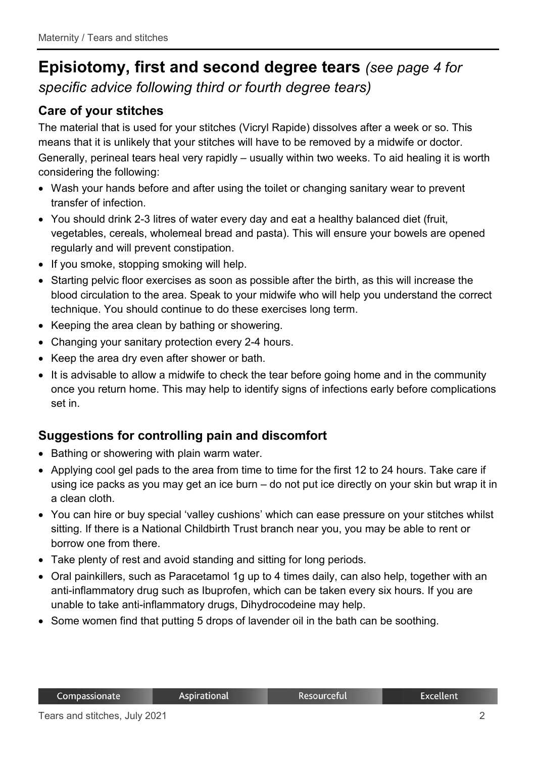# Episiotomy, first and second degree tears *(see page 4 for specific advice following third or fourth degree tears)*

## Care of your stitches

The material that is used for your stitches (Vicryl Rapide) dissolves after a week or so. This means that it is unlikely that your stitches will have to be removed by a midwife or doctor. Generally, perineal tears heal very rapidly – usually within two weeks. To aid healing it is worth considering the following:

- Wash your hands before and after using the toilet or changing sanitary wear to prevent transfer of infection.
- You should drink 2-3 litres of water every day and eat a healthy balanced diet (fruit, vegetables, cereals, wholemeal bread and pasta). This will ensure your bowels are opened regularly and will prevent constipation.
- If you smoke, stopping smoking will help.
- Starting pelvic floor exercises as soon as possible after the birth, as this will increase the blood circulation to the area. Speak to your midwife who will help you understand the correct technique. You should continue to do these exercises long term.
- Keeping the area clean by bathing or showering.
- Changing your sanitary protection every 2-4 hours.
- Keep the area dry even after shower or bath.
- It is advisable to allow a midwife to check the tear before going home and in the community once you return home. This may help to identify signs of infections early before complications set in.

## Suggestions for controlling pain and discomfort

- Bathing or showering with plain warm water.
- Applying cool gel pads to the area from time to time for the first 12 to 24 hours. Take care if using ice packs as you may get an ice burn – do not put ice directly on your skin but wrap it in a clean cloth.
- You can hire or buy special 'valley cushions' which can ease pressure on your stitches whilst sitting. If there is a National Childbirth Trust branch near you, you may be able to rent or borrow one from there.
- Take plenty of rest and avoid standing and sitting for long periods.
- Oral painkillers, such as Paracetamol 1g up to 4 times daily, can also help, together with an anti-inflammatory drug such as Ibuprofen, which can be taken every six hours. If you are unable to take anti-inflammatory drugs, Dihydrocodeine may help.
- Some women find that putting 5 drops of lavender oil in the bath can be soothing.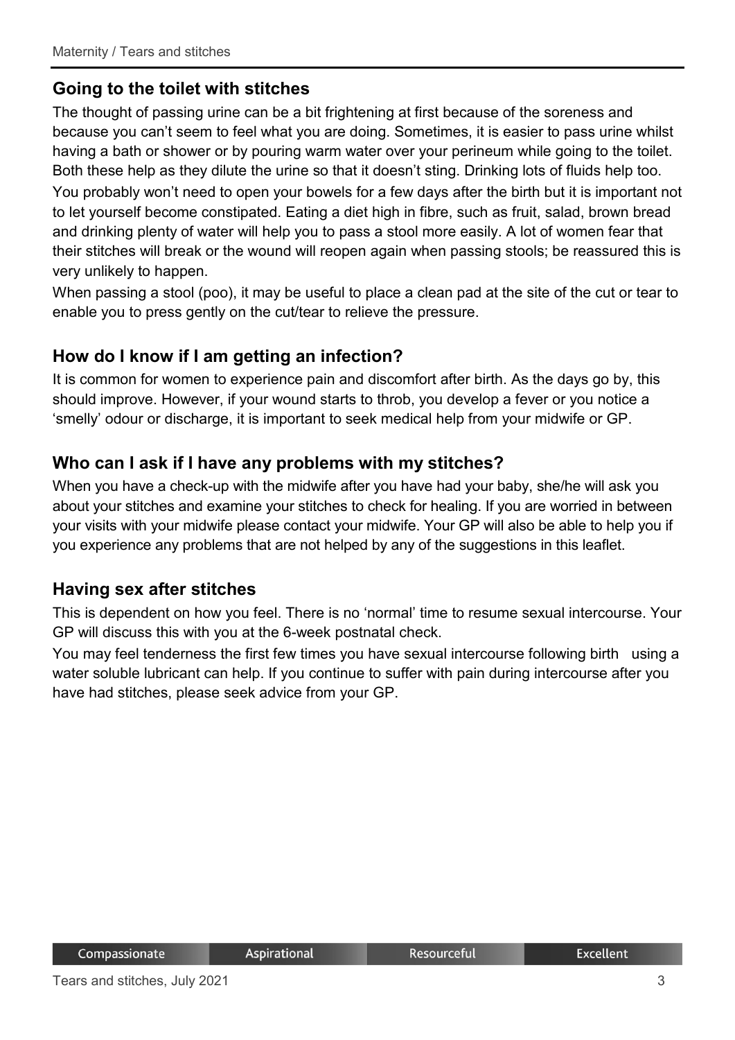## Going to the toilet with stitches

The thought of passing urine can be a bit frightening at first because of the soreness and because you can't seem to feel what you are doing. Sometimes, it is easier to pass urine whilst having a bath or shower or by pouring warm water over your perineum while going to the toilet. Both these help as they dilute the urine so that it doesn't sting. Drinking lots of fluids help too.

You probably won't need to open your bowels for a few days after the birth but it is important not to let yourself become constipated. Eating a diet high in fibre, such as fruit, salad, brown bread and drinking plenty of water will help you to pass a stool more easily. A lot of women fear that their stitches will break or the wound will reopen again when passing stools; be reassured this is very unlikely to happen.

When passing a stool (poo), it may be useful to place a clean pad at the site of the cut or tear to enable you to press gently on the cut/tear to relieve the pressure.

## How do I know if I am getting an infection?

It is common for women to experience pain and discomfort after birth. As the days go by, this should improve. However, if your wound starts to throb, you develop a fever or you notice a 'smelly' odour or discharge, it is important to seek medical help from your midwife or GP.

## Who can I ask if I have any problems with my stitches?

When you have a check-up with the midwife after you have had your baby, she/he will ask you about your stitches and examine your stitches to check for healing. If you are worried in between your visits with your midwife please contact your midwife. Your GP will also be able to help you if you experience any problems that are not helped by any of the suggestions in this leaflet.

## Having sex after stitches

This is dependent on how you feel. There is no 'normal' time to resume sexual intercourse. Your GP will discuss this with you at the 6-week postnatal check.

You may feel tenderness the first few times you have sexual intercourse following birth using a water soluble lubricant can help. If you continue to suffer with pain during intercourse after you have had stitches, please seek advice from your GP.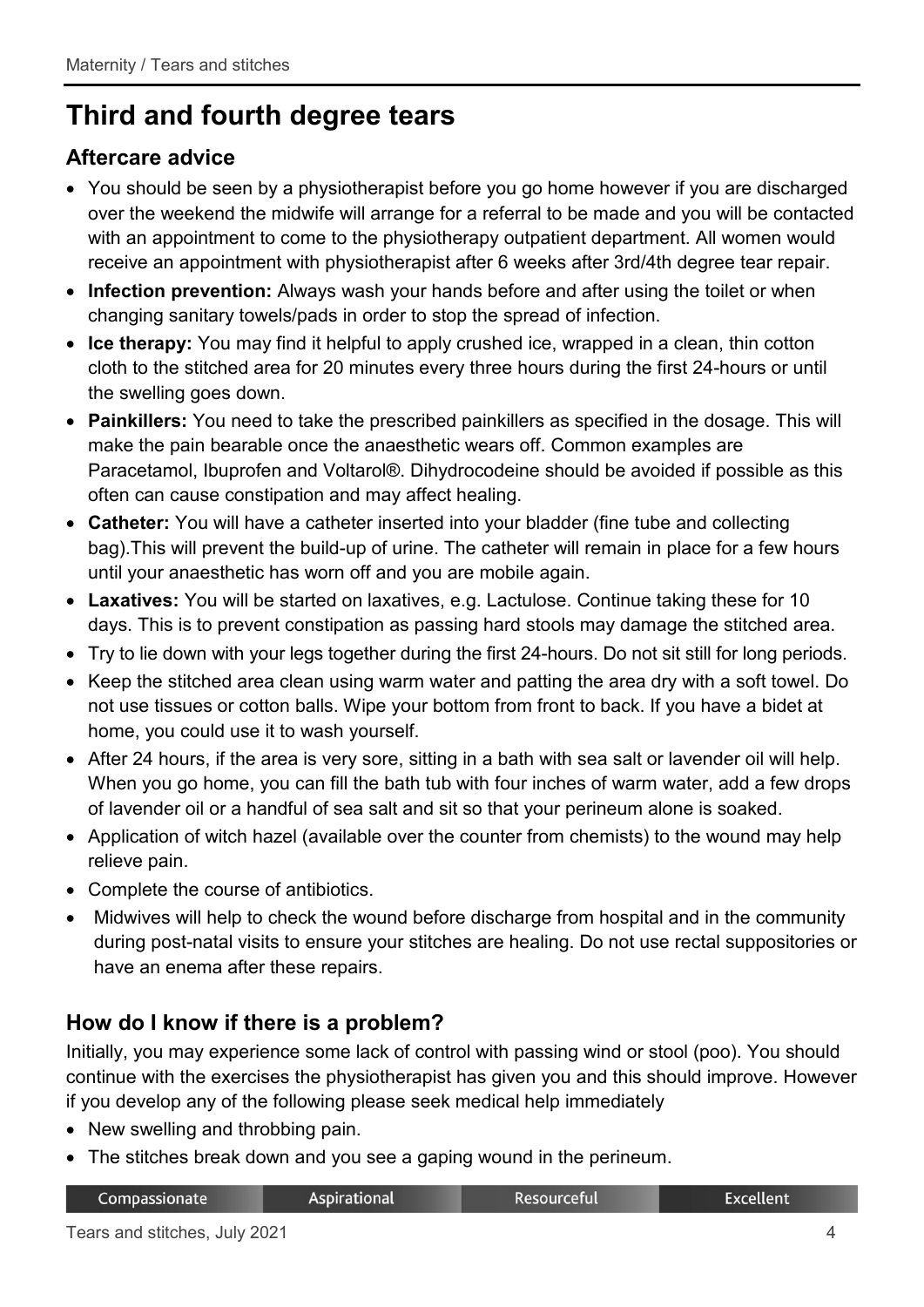# Third and fourth degree tears

## Aftercare advice

- You should be seen by a physiotherapist before you go home however if you are discharged over the weekend the midwife will arrange for a referral to be made and you will be contacted with an appointment to come to the physiotherapy outpatient department. All women would receive an appointment with physiotherapist after 6 weeks after 3rd/4th degree tear repair.
- **Infection prevention:** Always wash your hands before and after using the toilet or when changing sanitary towels/pads in order to stop the spread of infection.
- **Ice therapy:** You may find it helpful to apply crushed ice, wrapped in a clean, thin cotton cloth to the stitched area for 20 minutes every three hours during the first 24-hours or until the swelling goes down.
- **Painkillers:** You need to take the prescribed painkillers as specified in the dosage. This will make the pain bearable once the anaesthetic wears off. Common examples are Paracetamol, Ibuprofen and Voltarol®. Dihydrocodeine should be avoided if possible as this often can cause constipation and may affect healing.
- **Catheter:** You will have a catheter inserted into your bladder (fine tube and collecting bag).This will prevent the build-up of urine. The catheter will remain in place for a few hours until your anaesthetic has worn off and you are mobile again.
- **Laxatives:** You will be started on laxatives, e.g. Lactulose. Continue taking these for 10 days. This is to prevent constipation as passing hard stools may damage the stitched area.
- Try to lie down with your legs together during the first 24-hours. Do not sit still for long periods.
- Keep the stitched area clean using warm water and patting the area dry with a soft towel. Do not use tissues or cotton balls. Wipe your bottom from front to back. If you have a bidet at home, you could use it to wash yourself.
- After 24 hours, if the area is very sore, sitting in a bath with sea salt or lavender oil will help. When you go home, you can fill the bath tub with four inches of warm water, add a few drops of lavender oil or a handful of sea salt and sit so that your perineum alone is soaked.
- Application of witch hazel (available over the counter from chemists) to the wound may help relieve pain.
- Complete the course of antibiotics.
- Midwives will help to check the wound before discharge from hospital and in the community during post-natal visits to ensure your stitches are healing. Do not use rectal suppositories or have an enema after these repairs.

## How do I know if there is a problem?

Initially, you may experience some lack of control with passing wind or stool (poo). You should continue with the exercises the physiotherapist has given you and this should improve. However if you develop any of the following please seek medical help immediately

- New swelling and throbbing pain.
- The stitches break down and you see a gaping wound in the perineum.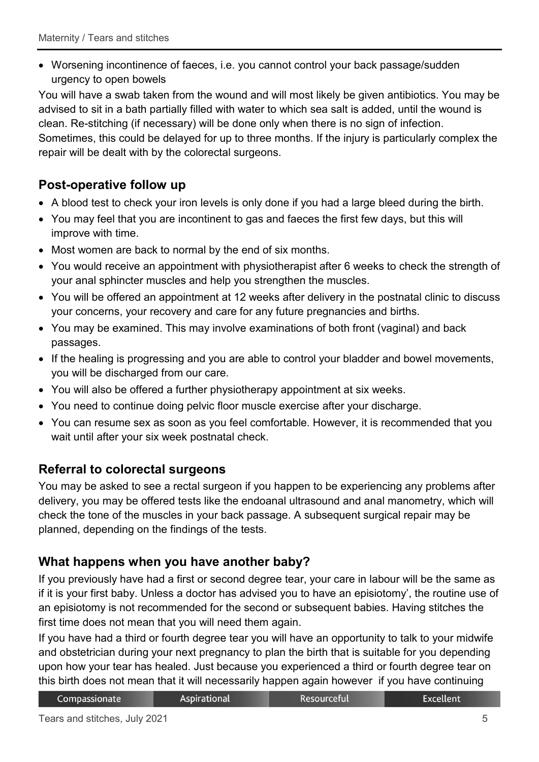- Worsening incontinence of faeces, i.e. you cannot control your back passage/sudden urgency to open bowels

You will have a swab taken from the wound and will most likely be given antibiotics. You may be advised to sit in a bath partially filled with water to which sea salt is added, until the wound is clean. Re-stitching (if necessary) will be done only when there is no sign of infection. Sometimes, this could be delayed for up to three months. If the injury is particularly complex the repair will be dealt with by the colorectal surgeons.

## Post-operative follow up

- A blood test to check your iron levels is only done if you had a large bleed during the birth.
- You may feel that you are incontinent to gas and faeces the first few days, but this will improve with time.
- Most women are back to normal by the end of six months.
- You would receive an appointment with physiotherapist after 6 weeks to check the strength of your anal sphincter muscles and help you strengthen the muscles.
- You will be offered an appointment at 12 weeks after delivery in the postnatal clinic to discuss your concerns, your recovery and care for any future pregnancies and births.
- You may be examined. This may involve examinations of both front (vaginal) and back passages.
- If the healing is progressing and you are able to control your bladder and bowel movements, you will be discharged from our care.
- You will also be offered a further physiotherapy appointment at six weeks.
- You need to continue doing pelvic floor muscle exercise after your discharge.
- You can resume sex as soon as you feel comfortable. However, it is recommended that you wait until after your six week postnatal check.

## Referral to colorectal surgeons

You may be asked to see a rectal surgeon if you happen to be experiencing any problems after delivery, you may be offered tests like the endoanal ultrasound and anal manometry, which will check the tone of the muscles in your back passage. A subsequent surgical repair may be planned, depending on the findings of the tests.

## What happens when you have another baby?

If you previously have had a first or second degree tear, your care in labour will be the same as if it is your first baby. Unless a doctor has advised you to have an episiotomy', the routine use of an episiotomy is not recommended for the second or subsequent babies. Having stitches the first time does not mean that you will need them again.

If you have had a third or fourth degree tear you will have an opportunity to talk to your midwife and obstetrician during your next pregnancy to plan the birth that is suitable for you depending upon how your tear has healed. Just because you experienced a third or fourth degree tear on this birth does not mean that it will necessarily happen again however if you have continuing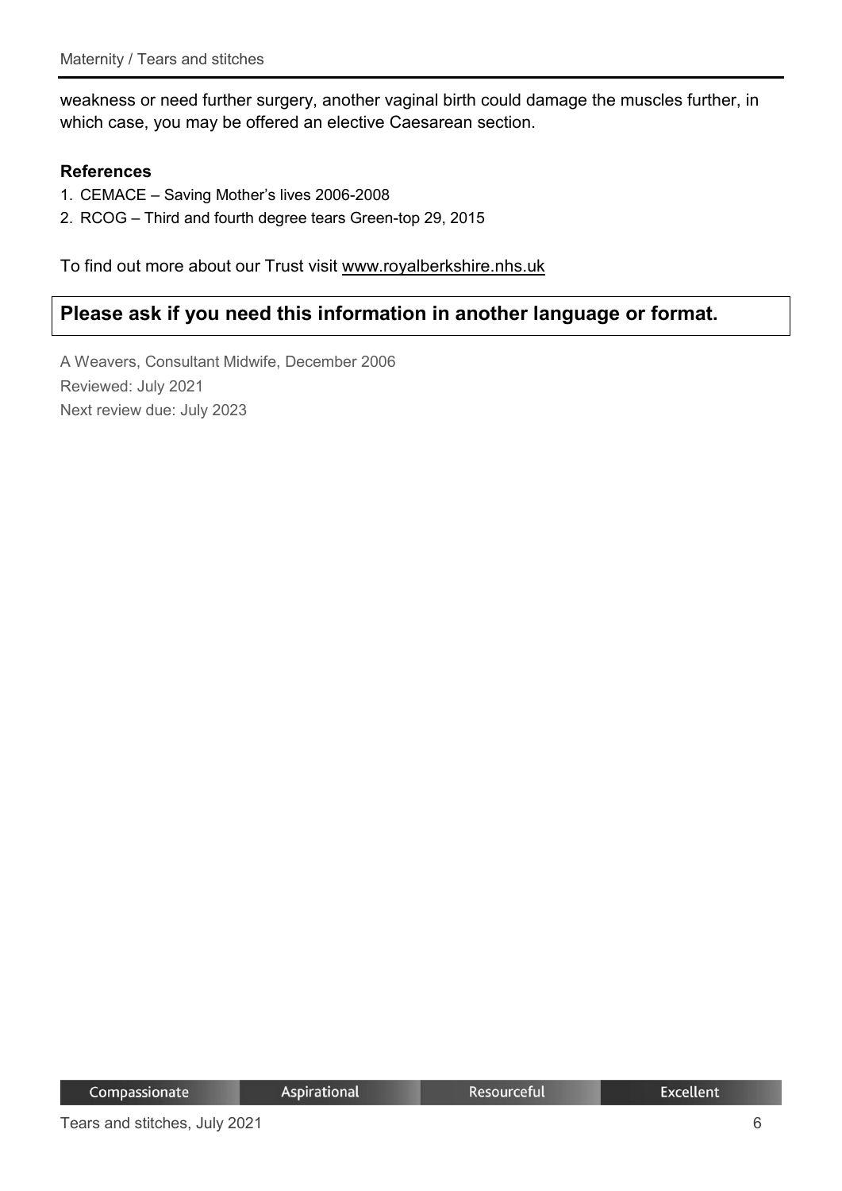weakness or need further surgery, another vaginal birth could damage the muscles further, in which case, you may be offered an elective Caesarean section.

**References**

1. CEMACE – Saving Mother's lives 2006-2008
2. RCOG – Third and fourth degree tears Green-top 29, 2015

To find out more about our Trust visit www.royalberkshire.nhs.uk

**Please ask if you need this information in another language or format.**

A Weavers, Consultant Midwife, December 2006
Reviewed: July 2021
Next review due: July 2023